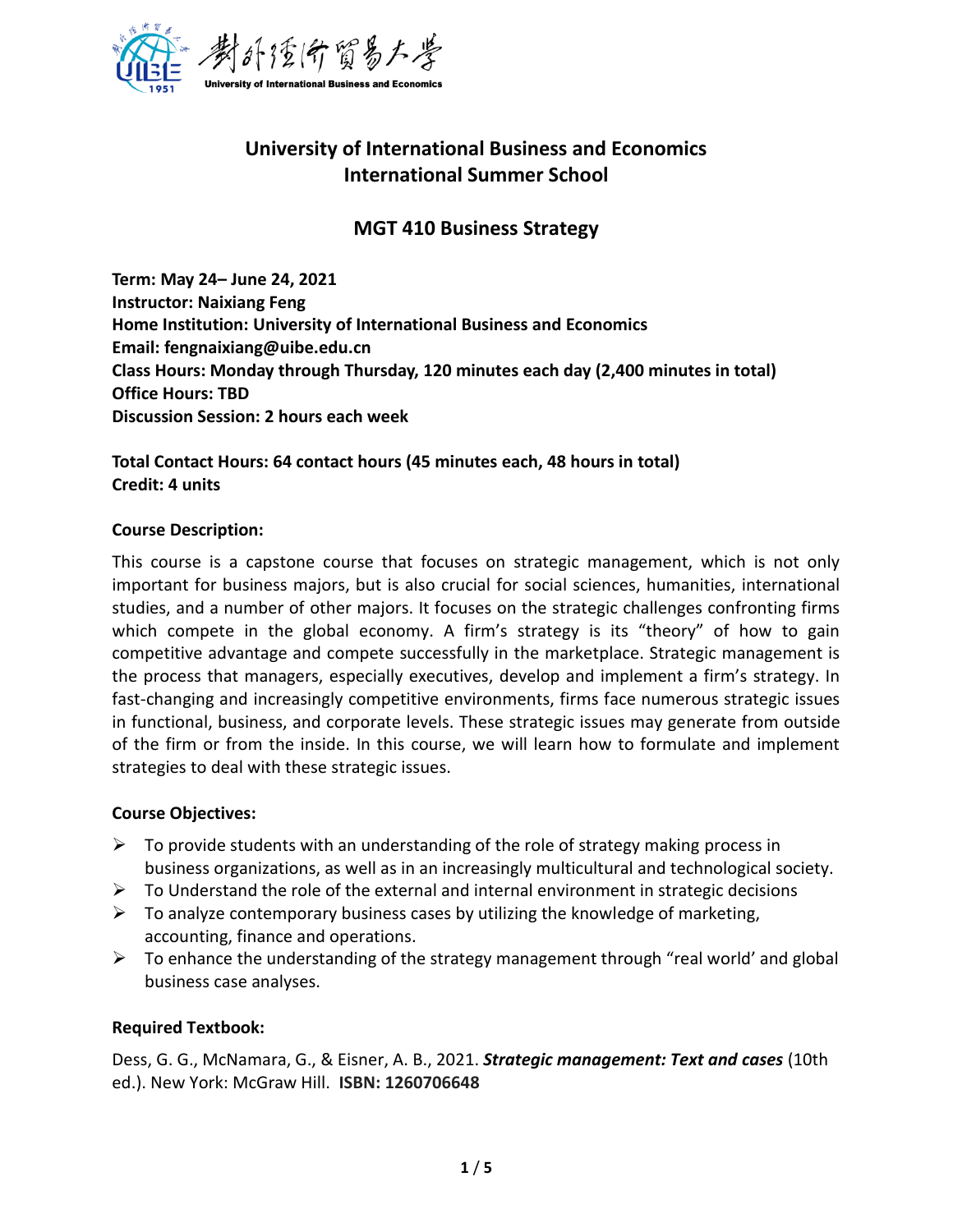# University of International Business and Economics
# International Summer School

## MGT 410 Business Strategy

**Term: May 24– June 24, 2021**
**Instructor: Naixiang Feng**
**Home Institution: University of International Business and Economics**
**Email: fengnaixiang@uibe.edu.cn**
**Class Hours: Monday through Thursday, 120 minutes each day (2,400 minutes in total)**
**Office Hours: TBD**
**Discussion Session: 2 hours each week**

**Total Contact Hours: 64 contact hours (45 minutes each, 48 hours in total)**
**Credit: 4 units**

**Course Description:**

This course is a capstone course that focuses on strategic management, which is not only important for business majors, but is also crucial for social sciences, humanities, international studies, and a number of other majors. It focuses on the strategic challenges confronting firms which compete in the global economy. A firm's strategy is its "theory" of how to gain competitive advantage and compete successfully in the marketplace. Strategic management is the process that managers, especially executives, develop and implement a firm's strategy. In fast-changing and increasingly competitive environments, firms face numerous strategic issues in functional, business, and corporate levels. These strategic issues may generate from outside of the firm or from the inside. In this course, we will learn how to formulate and implement strategies to deal with these strategic issues.

**Course Objectives:**

- To provide students with an understanding of the role of strategy making process in business organizations, as well as in an increasingly multicultural and technological society.
- To Understand the role of the external and internal environment in strategic decisions
- To analyze contemporary business cases by utilizing the knowledge of marketing, accounting, finance and operations.
- To enhance the understanding of the strategy management through "real world' and global business case analyses.

**Required Textbook:**

Dess, G. G., McNamara, G., & Eisner, A. B., 2021. ***Strategic management: Text and cases*** (10th ed.). New York: McGraw Hill. **ISBN: 1260706648**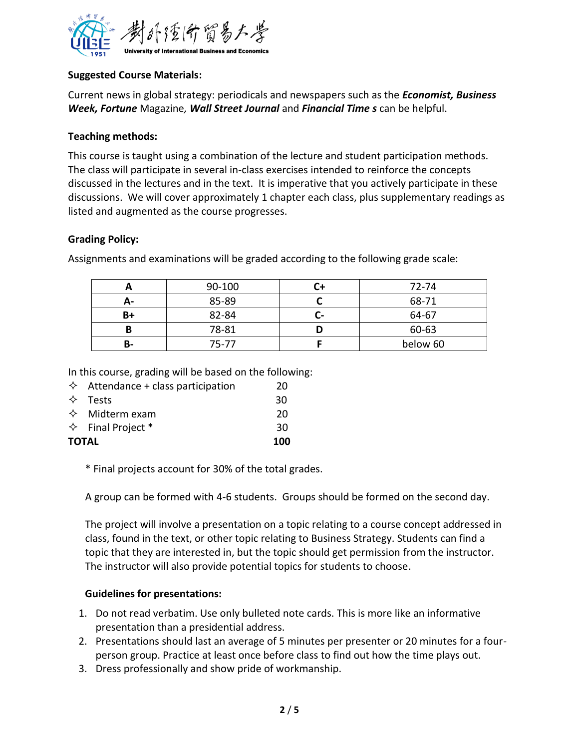**Suggested Course Materials:**

Current news in global strategy: periodicals and newspapers such as the ***Economist, Business Week, Fortune*** Magazine*,* ***Wall Street Journal*** and ***Financial Time s*** can be helpful.

**Teaching methods:**

This course is taught using a combination of the lecture and student participation methods. The class will participate in several in-class exercises intended to reinforce the concepts discussed in the lectures and in the text. It is imperative that you actively participate in these discussions. We will cover approximately 1 chapter each class, plus supplementary readings as listed and augmented as the course progresses.

**Grading Policy:**

Assignments and examinations will be graded according to the following grade scale:

| **A** | 90-100 | **C+** | 72-74 |
|---|---|---|---|
| **A-** | 85-89 | **C** | 68-71 |
| **B+** | 82-84 | **C-** | 64-67 |
| **B** | 78-81 | **D** | 60-63 |
| **B-** | 75-77 | **F** | below 60 |

In this course, grading will be based on the following:

- ✧ Attendance + class participation 20
- ✧ Tests 30
- ✧ Midterm exam 20
- ✧ Final Project * 30

**TOTAL** **100**

* Final projects account for 30% of the total grades.

A group can be formed with 4-6 students. Groups should be formed on the second day.

The project will involve a presentation on a topic relating to a course concept addressed in class, found in the text, or other topic relating to Business Strategy. Students can find a topic that they are interested in, but the topic should get permission from the instructor. The instructor will also provide potential topics for students to choose.

**Guidelines for presentations:**

1. Do not read verbatim. Use only bulleted note cards. This is more like an informative presentation than a presidential address.
2. Presentations should last an average of 5 minutes per presenter or 20 minutes for a four-person group. Practice at least once before class to find out how the time plays out.
3. Dress professionally and show pride of workmanship.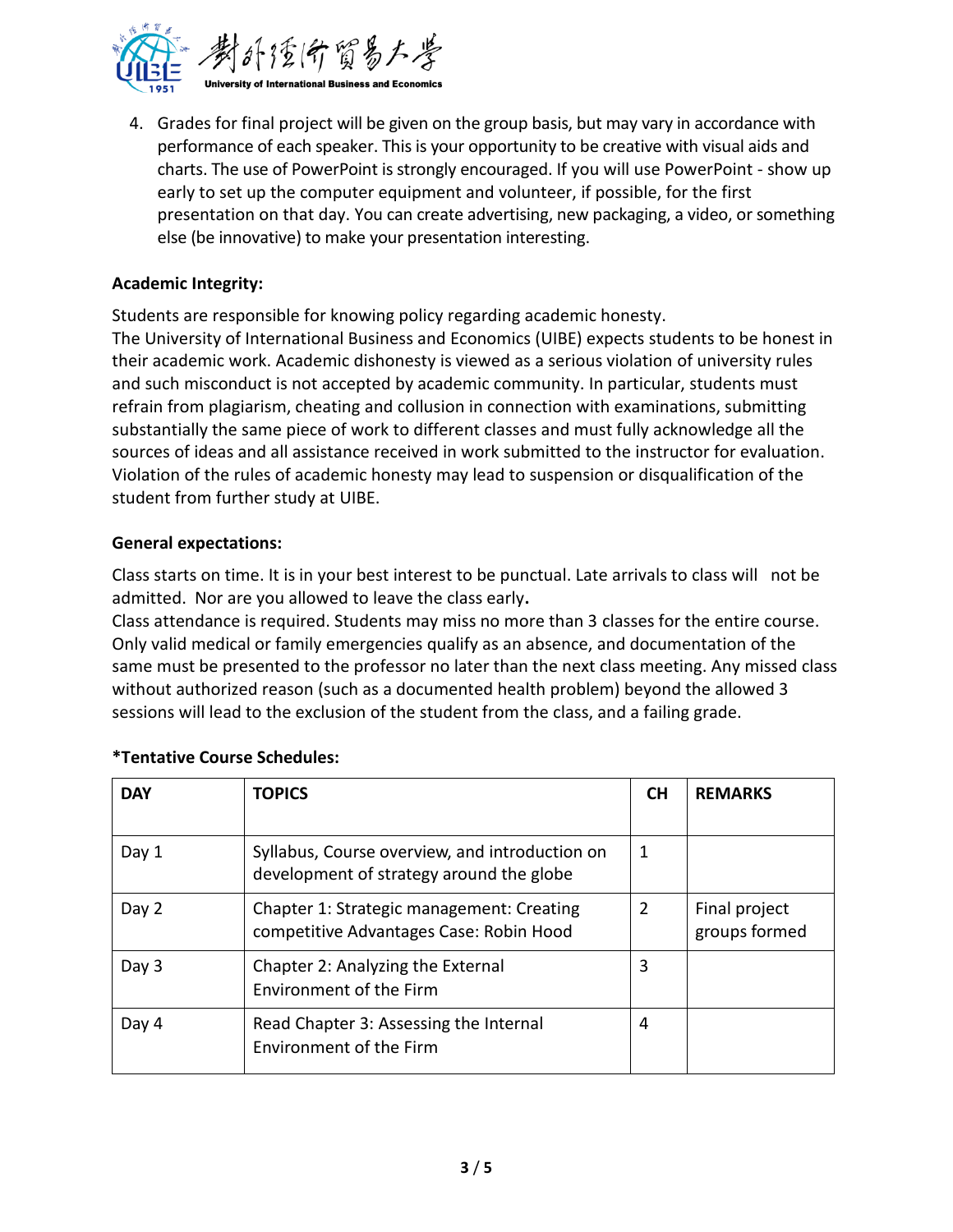4. Grades for final project will be given on the group basis, but may vary in accordance with performance of each speaker. This is your opportunity to be creative with visual aids and charts. The use of PowerPoint is strongly encouraged. If you will use PowerPoint - show up early to set up the computer equipment and volunteer, if possible, for the first presentation on that day. You can create advertising, new packaging, a video, or something else (be innovative) to make your presentation interesting.

**Academic Integrity:**

Students are responsible for knowing policy regarding academic honesty.
The University of International Business and Economics (UIBE) expects students to be honest in their academic work. Academic dishonesty is viewed as a serious violation of university rules and such misconduct is not accepted by academic community. In particular, students must refrain from plagiarism, cheating and collusion in connection with examinations, submitting substantially the same piece of work to different classes and must fully acknowledge all the sources of ideas and all assistance received in work submitted to the instructor for evaluation. Violation of the rules of academic honesty may lead to suspension or disqualification of the student from further study at UIBE.

**General expectations:**

Class starts on time. It is in your best interest to be punctual. Late arrivals to class will not be admitted. Nor are you allowed to leave the class early**.**
Class attendance is required. Students may miss no more than 3 classes for the entire course. Only valid medical or family emergencies qualify as an absence, and documentation of the same must be presented to the professor no later than the next class meeting. Any missed class without authorized reason (such as a documented health problem) beyond the allowed 3 sessions will lead to the exclusion of the student from the class, and a failing grade.

**\*Tentative Course Schedules:**

| **DAY** | **TOPICS** | **CH** | **REMARKS** |
|---|---|---|---|
| Day 1 | Syllabus, Course overview, and introduction on development of strategy around the globe | 1 | |
| Day 2 | Chapter 1: Strategic management: Creating competitive Advantages Case: Robin Hood | 2 | Final project groups formed |
| Day 3 | Chapter 2: Analyzing the External Environment of the Firm | 3 | |
| Day 4 | Read Chapter 3: Assessing the Internal Environment of the Firm | 4 | |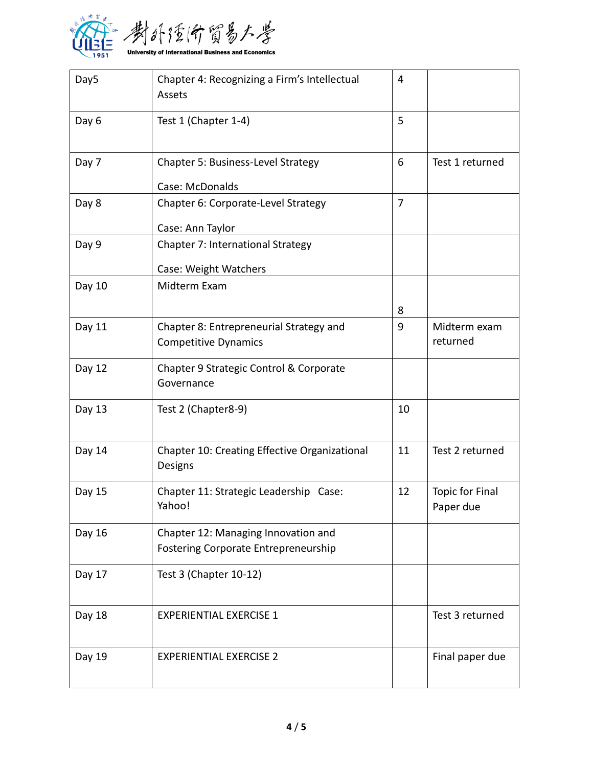| Day5 | Chapter 4: Recognizing a Firm's Intellectual Assets | 4 | |
|---|---|---|---|
| Day 6 | Test 1 (Chapter 1-4) | 5 | |
| Day 7 | Chapter 5: Business-Level Strategy<br><br>Case: McDonalds | 6 | Test 1 returned |
| Day 8 | Chapter 6: Corporate-Level Strategy<br><br>Case: Ann Taylor | 7 | |
| Day 9 | Chapter 7: International Strategy<br><br>Case: Weight Watchers | | |
| Day 10 | Midterm Exam | 8 | |
| Day 11 | Chapter 8: Entrepreneurial Strategy and Competitive Dynamics | 9 | Midterm exam returned |
| Day 12 | Chapter 9 Strategic Control & Corporate Governance | | |
| Day 13 | Test 2 (Chapter8-9) | 10 | |
| Day 14 | Chapter 10: Creating Effective Organizational Designs | 11 | Test 2 returned |
| Day 15 | Chapter 11: Strategic Leadership Case: Yahoo! | 12 | Topic for Final Paper due |
| Day 16 | Chapter 12: Managing Innovation and Fostering Corporate Entrepreneurship | | |
| Day 17 | Test 3 (Chapter 10-12) | | |
| Day 18 | EXPERIENTIAL EXERCISE 1 | | Test 3 returned |
| Day 19 | EXPERIENTIAL EXERCISE 2 | | Final paper due |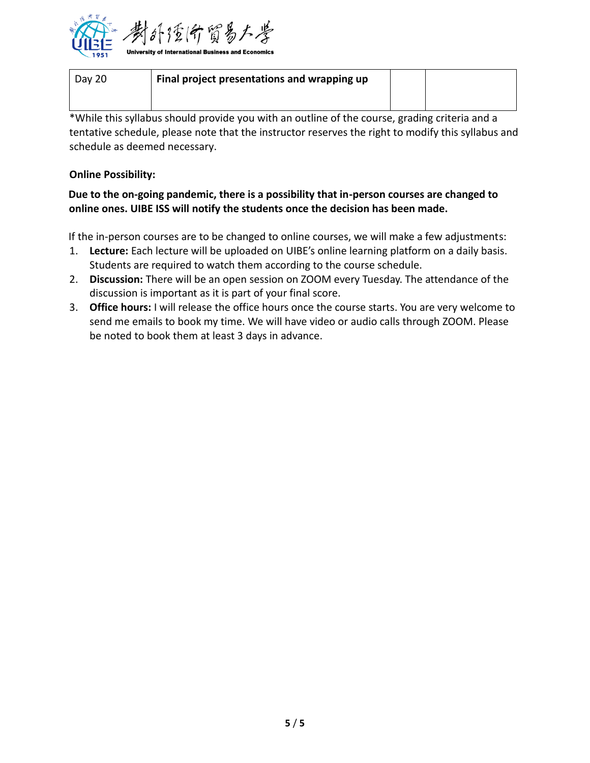| | | | |
|---|---|---|---|
| Day 20 | **Final project presentations and wrapping up** | | |

*While this syllabus should provide you with an outline of the course, grading criteria and a tentative schedule, please note that the instructor reserves the right to modify this syllabus and schedule as deemed necessary.

**Online Possibility:**

**Due to the on-going pandemic, there is a possibility that in-person courses are changed to online ones. UIBE ISS will notify the students once the decision has been made.**

If the in-person courses are to be changed to online courses, we will make a few adjustments:

1. **Lecture:** Each lecture will be uploaded on UIBE's online learning platform on a daily basis. Students are required to watch them according to the course schedule.
2. **Discussion:** There will be an open session on ZOOM every Tuesday. The attendance of the discussion is important as it is part of your final score.
3. **Office hours:** I will release the office hours once the course starts. You are very welcome to send me emails to book my time. We will have video or audio calls through ZOOM. Please be noted to book them at least 3 days in advance.